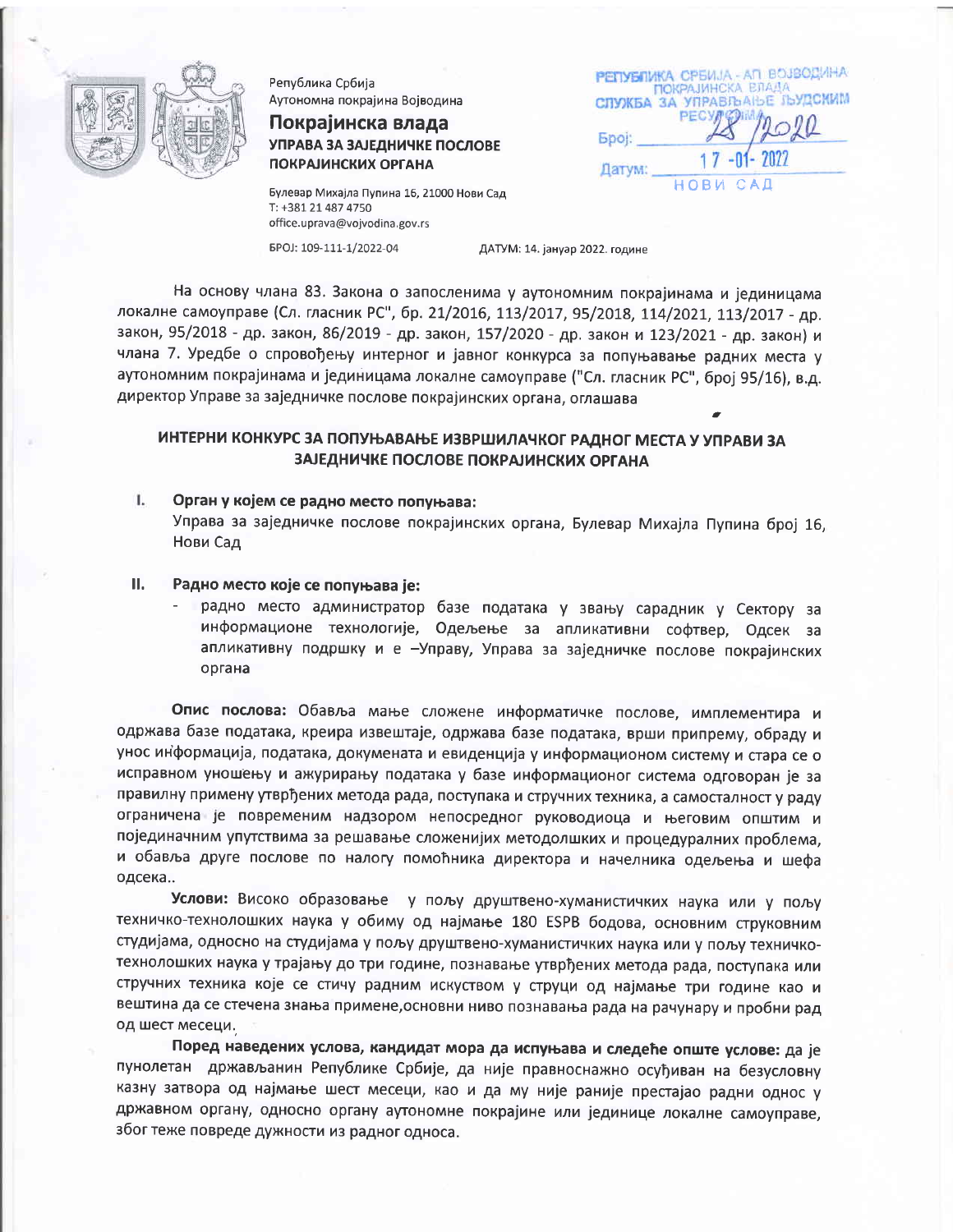Република Србија
Аутономна покрајина Војводина

**Покрајинска влада**
**УПРАВА ЗА ЗАЈЕДНИЧКЕ ПОСЛОВЕ ПОКРАЈИНСКИХ ОРГАНА**

Булевар Михајла Пупина 16, 21000 Нови Сад
T: +381 21 487 4750
office.uprava@vojvodina.gov.rs

РЕПУБЛИКА СРБИЈА - АП ВОЈВОДИНА
ПОКРАЈИНСКА ВЛАДА
СЛУЖБА ЗА УПРАВЉАЊЕ ЉУДСКИМ РЕСУРСИМА
Број: 28/2020
Датум: 17-01-2022
НОВИ САД

БРОЈ: 109-111-1/2022-04 ДАТУМ: 14. јануар 2022. године

На основу члана 83. Закона о запосленима у аутономним покрајинама и јединицама локалне самоуправе (Сл. гласник РС", бр. 21/2016, 113/2017, 95/2018, 114/2021, 113/2017 - др. закон, 95/2018 - др. закон, 86/2019 - др. закон, 157/2020 - др. закон и 123/2021 - др. закон) и члана 7. Уредбе о спровођењу интерног и јавног конкурса за попуњавање радних места у аутономним покрајинама и јединицама локалне самоуправе ("Сл. гласник РС", број 95/16), в.д. директор Управе за заједничке послове покрајинских органа, оглашава

## ИНТЕРНИ КОНКУРС ЗА ПОПУЊАВАЊЕ ИЗВРШИЛАЧКОГ РАДНОГ МЕСТА У УПРАВИ ЗА ЗАЈЕДНИЧКЕ ПОСЛОВЕ ПОКРАЈИНСКИХ ОРГАНА

**I. Орган у којем се радно место попуњава:**

Управа за заједничке послове покрајинских органа, Булевар Михајла Пупина број 16, Нови Сад

**II. Радно место које се попуњава је:**

- радно место администратор базе података у звању сарадник у Сектору за информационе технологије, Одељење за апликативни софтвер, Одсек за апликативну подршку и е –Управу, Управа за заједничке послове покрајинских органа

**Опис послова:** Обавља мање сложене информатичке послове, имплементира и одржава базе података, креира извештаје, одржава базе података, врши припрему, обраду и унос информација, података, докумената и евиденција у информационом систему и стара се о исправном уношењу и ажурирању података у базе информационог система одговоран је за правилну примену утврђених метода рада, поступака и стручних техника, а самосталност у раду ограничена је повременим надзором непосредног руководиоца и његовим општим и појединачним упутствима за решавање сложенијих методолшких и процедуралних проблема, и обавља друге послове по налогу помоћника директора и начелника одељења и шефа одсека..

**Услови:** Високо образовање у пољу друштвено-хуманистичких наука или у пољу техничко-технолошких наука у обиму од најмање 180 ESPB бодова, основним струковним студијама, односно на студијама у пољу друштвено-хуманистичких наука или у пољу техничко-технолошких наука у трајању до три године, познавање утврђених метода рада, поступака или стручних техника које се стичу радним искуством у струци од најмање три године као и вештина да се стечена знања примене,основни ниво познавања рада на рачунару и пробни рад од шест месеци.

**Поред наведених услова, кандидат мора да испуњава и следеће опште услове:** да је пунолетан држављанин Републике Србије, да није правноснажно осуђиван на безусловну казну затвора од најмање шест месеци, као и да му није раније престајао радни однос у државном органу, односно органу аутономне покрајине или јединице локалне самоуправе, због теже повреде дужности из радног односа.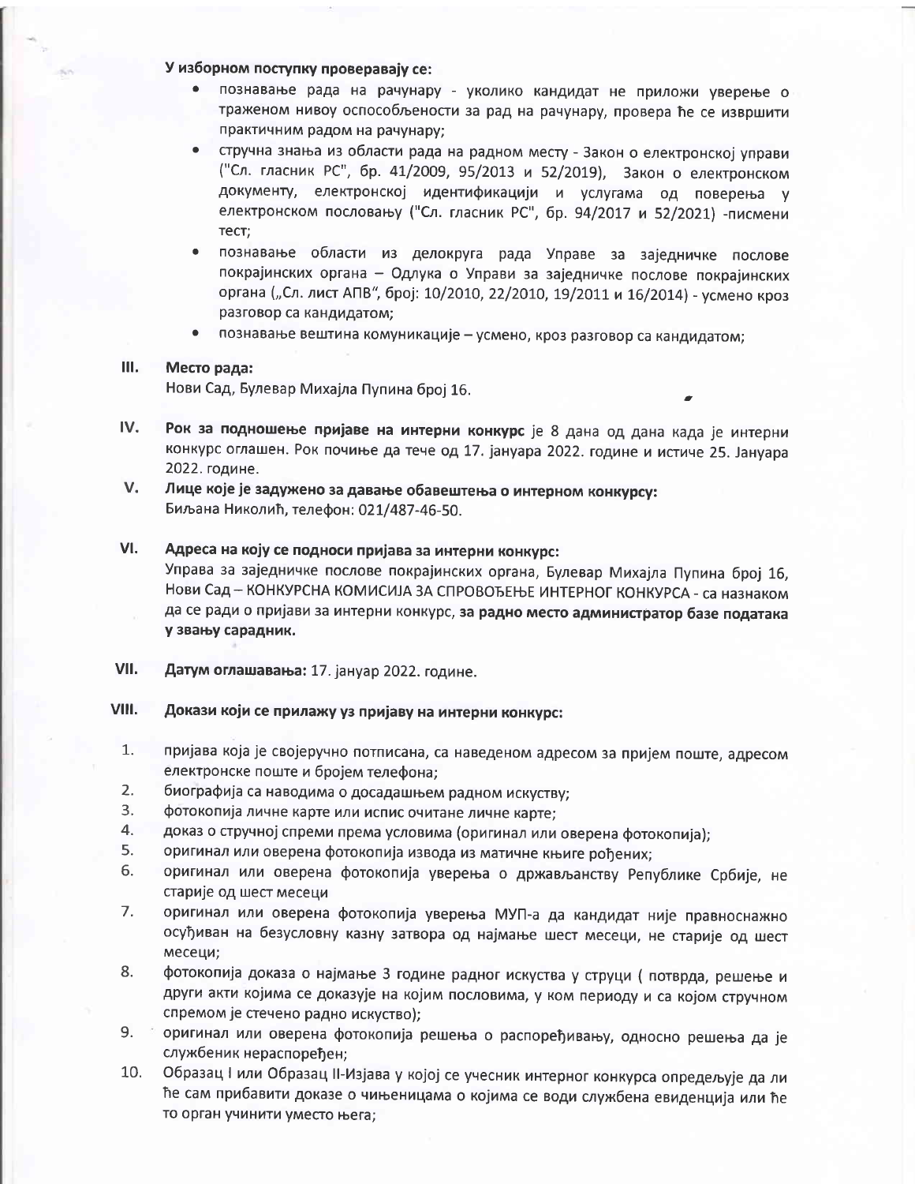**У изборном поступку проверавају се:**

- познавање рада на рачунару - уколико кандидат не приложи уверење о траженом нивоу оспособљености за рад на рачунару, провера ће се извршити практичним радом на рачунару;
- стручна знања из области рада на радном месту - Закон о електронској управи ("Сл. гласник РС", бр. 41/2009, 95/2013 и 52/2019), Закон о електронском документу, електронској идентификацији и услугама од поверења у електронском пословању ("Сл. гласник РС", бр. 94/2017 и 52/2021) -писмени тест;
- познавање области из делокруга рада Управе за заједничке послове покрајинских органа – Одлука о Управи за заједничке послове покрајинских органа („Сл. лист АПВ", број: 10/2010, 22/2010, 19/2011 и 16/2014) - усмено кроз разговор са кандидатом;
- познавање вештина комуникације – усмено, кроз разговор са кандидатом;

**III. Место рада:**
Нови Сад, Булевар Михајла Пупина број 16.

**IV. Рок за подношење пријаве на интерни конкурс** је 8 дана од дана када је интерни конкурс оглашен. Рок почиње да тече од 17. јануара 2022. године и истиче 25. Јануара 2022. године.

**V. Лице које је задужено за давање обавештења о интерном конкурсу:**
Биљана Николић, телефон: 021/487-46-50.

**VI. Адреса на коју се подноси пријава за интерни конкурс:**
Управа за заједничке послове покрајинских органа, Булевар Михајла Пупина број 16, Нови Сад – КОНКУРСНА КОМИСИЈА ЗА СПРОВОЂЕЊЕ ИНТЕРНОГ КОНКУРСА - са назнаком да се ради о пријави за интерни конкурс, **за радно место администратор базе података у звању сарадник.**

**VII. Датум оглашавања:** 17. јануар 2022. године.

**VIII. Докази који се прилажу уз пријаву на интерни конкурс:**

1. пријава која је својеручно потписана, са наведеном адресом за пријем поште, адресом електронске поште и бројем телефона;
2. биографија са наводима о досадашњем радном искуству;
3. фотокопија личне карте или испис очитане личне карте;
4. доказ о стручној спреми према условима (оригинал или оверена фотокопија);
5. оригинал или оверена фотокопија извода из матичне књиге рођених;
6. оригинал или оверена фотокопија уверења о држављанству Републике Србије, не старије од шест месеци
7. оригинал или оверена фотокопија уверења МУП-а да кандидат није правноснажно осуђиван на безусловну казну затвора од најмање шест месеци, не старије од шест месеци;
8. фотокопија доказа о најмање 3 године радног искуства у струци ( потврда, решење и други акти којима се доказује на којим пословима, у ком периоду и са којом стручном спремом је стечено радно искуство);
9. оригинал или оверена фотокопија решења о распоређивању, односно решења да је службеник нераспоређен;
10. Образац I или Образац II-Изјава у којој се учесник интерног конкурса опредељује да ли ће сам прибавити доказе о чињеницама о којима се води службена евиденција или ће то орган учинити уместо њега;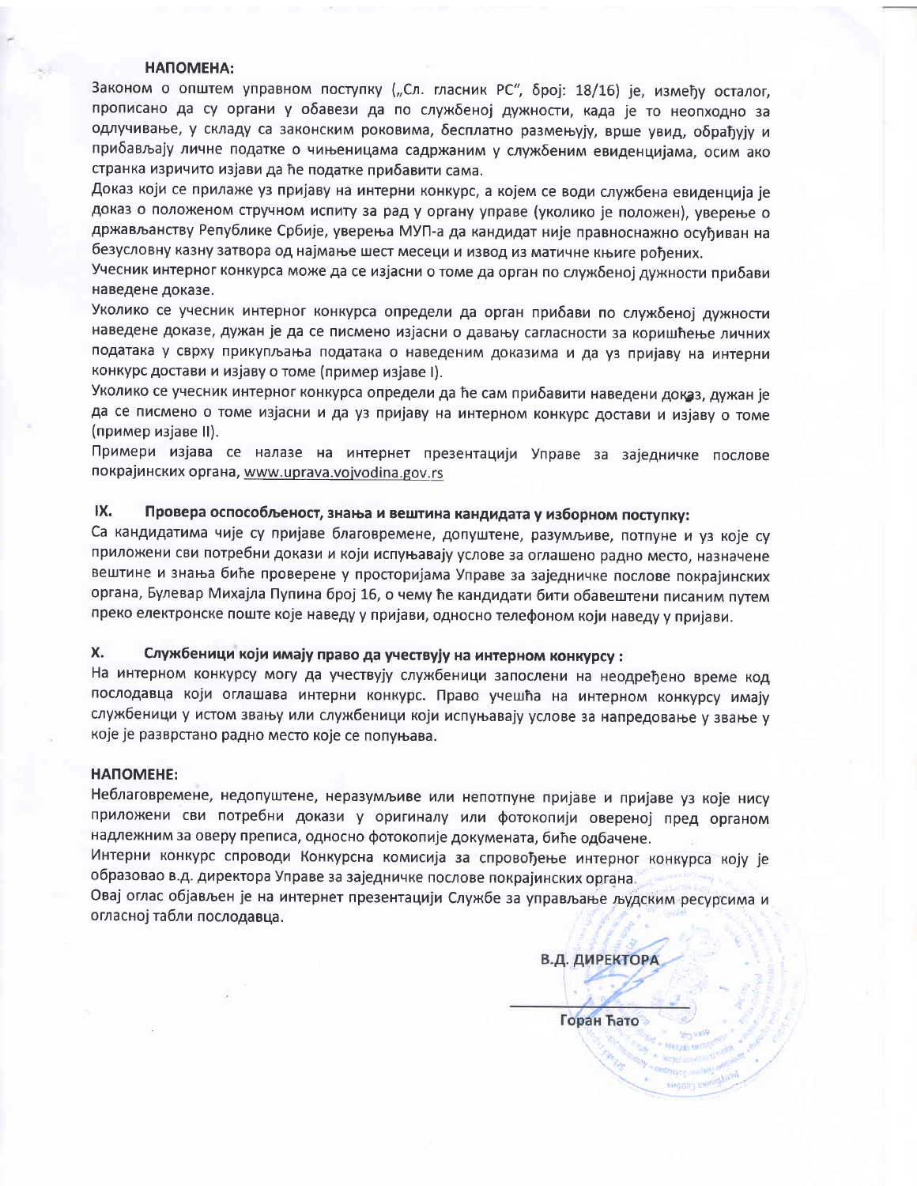**НАПОМЕНА:**

Законом о општем управном поступку („Сл. гласник РС", број: 18/16) је, између осталог, прописано да су органи у обавези да по службеној дужности, када је то неопходно за одлучивање, у складу са законским роковима, бесплатно размењују, врше увид, обрађују и прибављају личне податке о чињеницама садржаним у службеним евиденцијама, осим ако странка изричито изјави да ће податке прибавити сама.

Доказ који се прилаже уз пријаву на интерни конкурс, а којем се води службена евиденција је доказ о положеном стручном испиту за рад у органу управе (уколико је положен), уверење о држављанству Републике Србије, уверења МУП-а да кандидат није правноснажно осуђиван на безусловну казну затвора од најмање шест месеци и извод из матичне књиге рођених.

Учесник интерног конкурса може да се изјасни о томе да орган по службеној дужности прибави наведене доказе.

Уколико се учесник интерног конкурса определи да орган прибави по службеној дужности наведене доказе, дужан је да се писмено изјасни о давању сагласности за коришћење личних података у сврху прикупљања података о наведеним доказима и да уз пријаву на интерни конкурс достави и изјаву о томе (пример изјаве I).

Уколико се учесник интерног конкурса определи да ће сам прибавити наведени доказ, дужан је да се писмено о томе изјасни и да уз пријаву на интерном конкурс достави и изјаву о томе (пример изјаве II).

Примери изјава се налазе на интернет презентацији Управе за заједничке послове покрајинских органа, www.uprava.vojvodina.gov.rs

## IX. Провера оспособљеност, знања и вештина кандидата у изборном поступку:

Са кандидатима чије су пријаве благовремене, допуштене, разумљиве, потпуне и уз које су приложени сви потребни докази и који испуњавају услове за оглашено радно место, назначене вештине и знања биће проверене у просторијама Управе за заједничке послове покрајинских органа, Булевар Михајла Пупина број 16, о чему ће кандидати бити обавештени писаним путем преко електронске поште које наведу у пријави, односно телефоном који наведу у пријави.

## X. Службеници који имају право да учествују на интерном конкурсу :

На интерном конкурсу могу да учествују службеници запослени на неодређено време код послодавца који оглашава интерни конкурс. Право учешћа на интерном конкурсу имају службеници у истом звању или службеници који испуњавају услове за напредовање у звање у које је разврстано радно место које се попуњава.

**НАПОМЕНЕ:**

Неблаговремене, недопуштене, неразумљиве или непотпуне пријаве и пријаве уз које нису приложени сви потребни докази у оригиналу или фотокопији овереној пред органом надлежним за оверу преписа, односно фотокопије докумената, биће одбачене.

Интерни конкурс спроводи Конкурсна комисија за спровођење интерног конкурса коју је образовао в.д. директора Управе за заједничке послове покрајинских органа.

Овај оглас објављен је на интернет презентацији Службе за управљање људским ресурсима и огласној табли послодавца.

В.Д. ДИРЕКТОРА

Горан Ћато